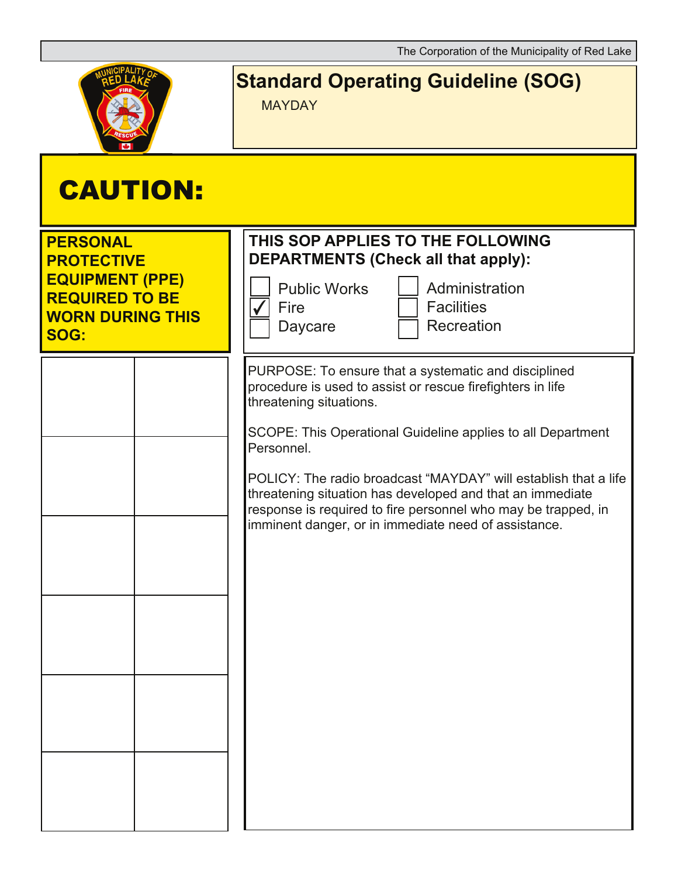The Corporation of the Municipality of Red Lake

# Standard Operating Guideline (SOG)

MAYDAY

## CAUTION:

**PERSONAL PROTECTIVE EQUIPMENT (PPE) REQUIRED TO BE WORN DURING THIS SOG:**

**THIS SOP APPLIES TO THE FOLLOWING DEPARTMENTS (Check all that apply):**

- [ ] Public Works
- [x] Fire
- [ ] Daycare
- [ ] Administration
- [ ] Facilities
- [ ] Recreation

PURPOSE: To ensure that a systematic and disciplined procedure is used to assist or rescue firefighters in life threatening situations.

SCOPE: This Operational Guideline applies to all Department Personnel.

POLICY: The radio broadcast "MAYDAY" will establish that a life threatening situation has developed and that an immediate response is required to fire personnel who may be trapped, in imminent danger, or in immediate need of assistance.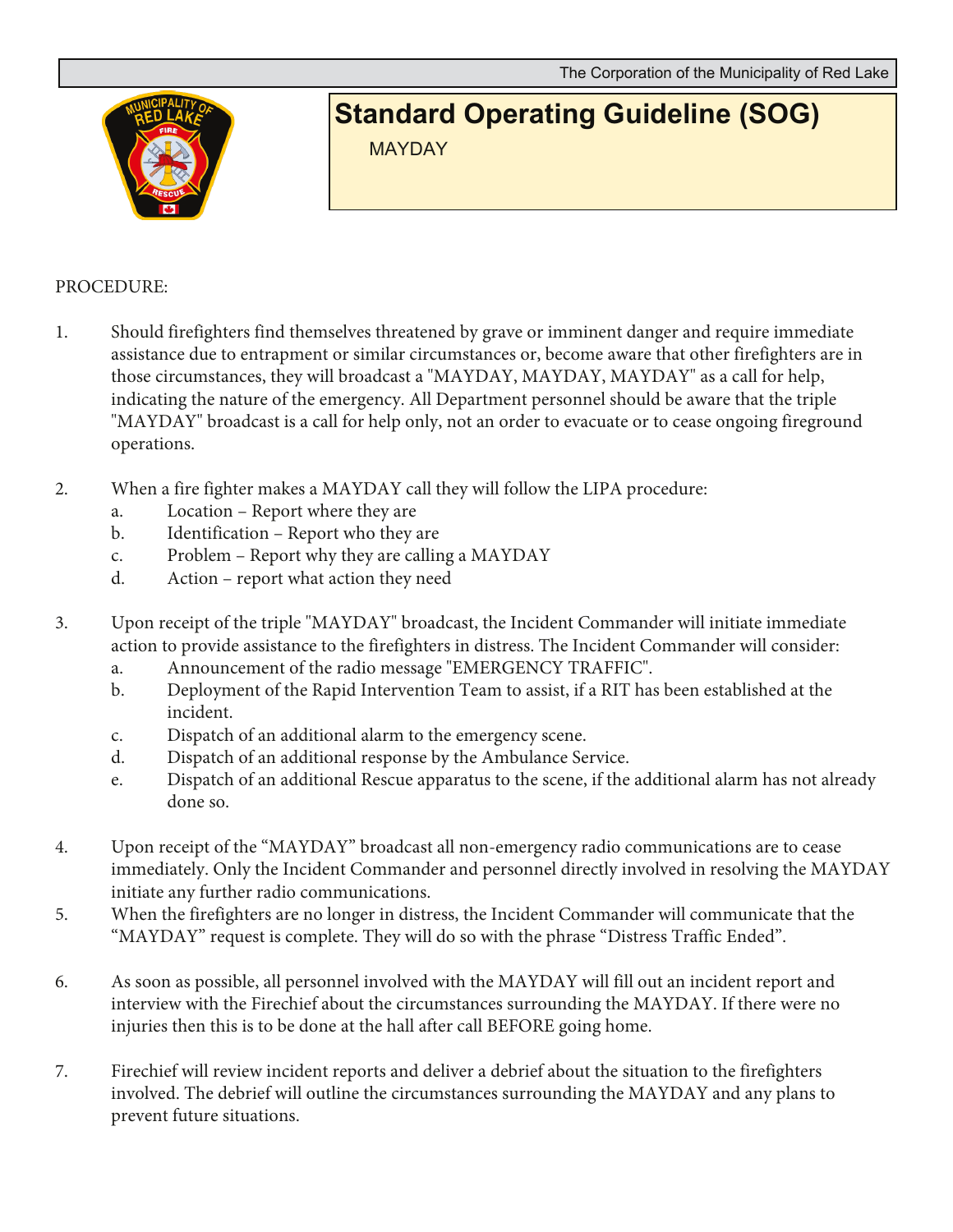The Corporation of the Municipality of Red Lake

# Standard Operating Guideline (SOG)

MAYDAY

PROCEDURE:

1. Should firefighters find themselves threatened by grave or imminent danger and require immediate assistance due to entrapment or similar circumstances or, become aware that other firefighters are in those circumstances, they will broadcast a "MAYDAY, MAYDAY, MAYDAY" as a call for help, indicating the nature of the emergency. All Department personnel should be aware that the triple "MAYDAY" broadcast is a call for help only, not an order to evacuate or to cease ongoing fireground operations.

2. When a fire fighter makes a MAYDAY call they will follow the LIPA procedure:
   a. Location – Report where they are
   b. Identification – Report who they are
   c. Problem – Report why they are calling a MAYDAY
   d. Action – report what action they need

3. Upon receipt of the triple "MAYDAY" broadcast, the Incident Commander will initiate immediate action to provide assistance to the firefighters in distress. The Incident Commander will consider:
   a. Announcement of the radio message "EMERGENCY TRAFFIC".
   b. Deployment of the Rapid Intervention Team to assist, if a RIT has been established at the incident.
   c. Dispatch of an additional alarm to the emergency scene.
   d. Dispatch of an additional response by the Ambulance Service.
   e. Dispatch of an additional Rescue apparatus to the scene, if the additional alarm has not already done so.

4. Upon receipt of the "MAYDAY" broadcast all non-emergency radio communications are to cease immediately. Only the Incident Commander and personnel directly involved in resolving the MAYDAY initiate any further radio communications.

5. When the firefighters are no longer in distress, the Incident Commander will communicate that the "MAYDAY" request is complete. They will do so with the phrase "Distress Traffic Ended".

6. As soon as possible, all personnel involved with the MAYDAY will fill out an incident report and interview with the Firechief about the circumstances surrounding the MAYDAY. If there were no injuries then this is to be done at the hall after call BEFORE going home.

7. Firechief will review incident reports and deliver a debrief about the situation to the firefighters involved. The debrief will outline the circumstances surrounding the MAYDAY and any plans to prevent future situations.